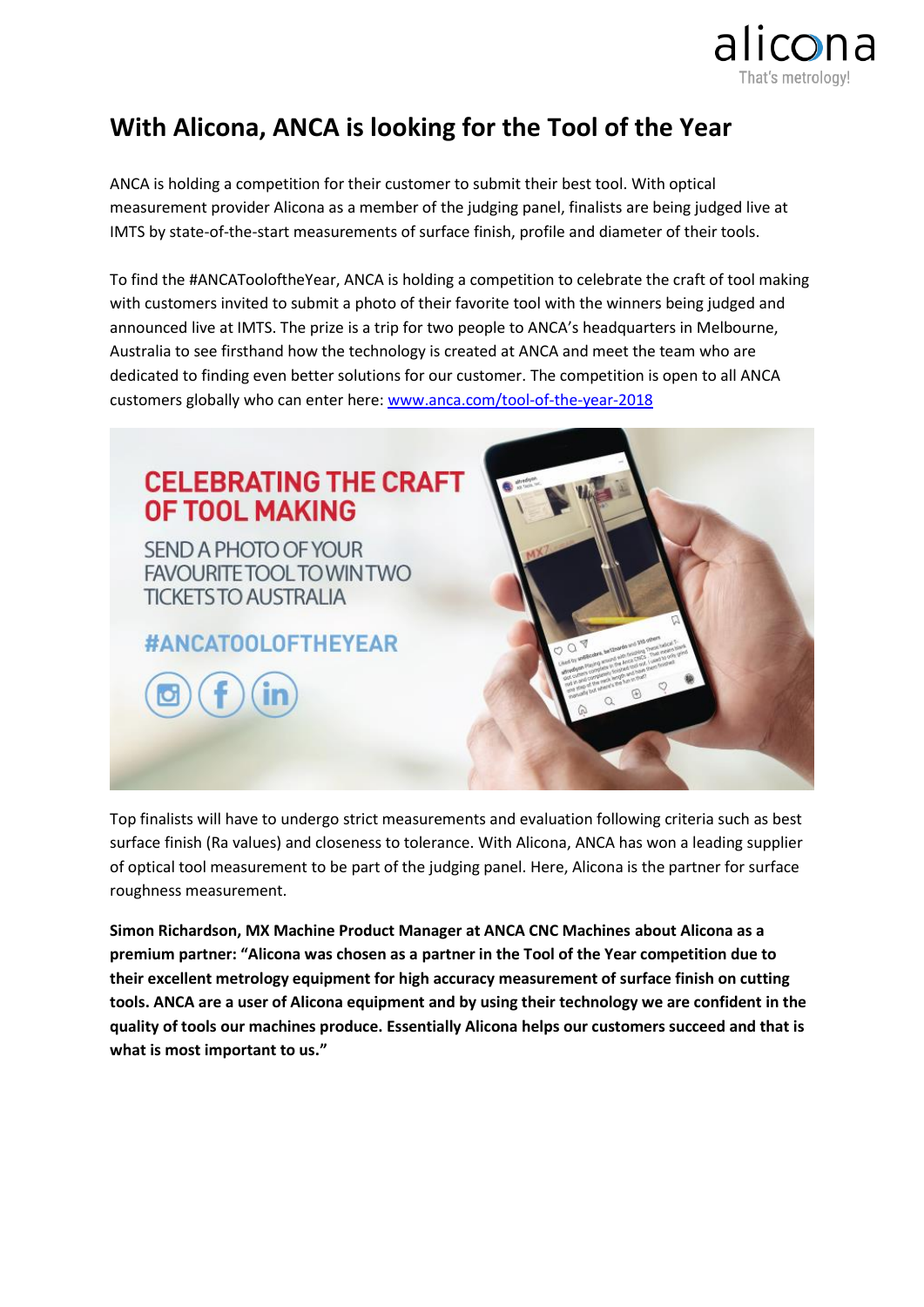# With Alicona, ANCA is looking for the Tool of the Year

ANCA is holding a competition for their customer to submit their best tool. With optical measurement provider Alicona as a member of the judging panel, finalists are being judged live at IMTS by state-of-the-start measurements of surface finish, profile and diameter of their tools.

To find the #ANCATooloftheYear, ANCA is holding a competition to celebrate the craft of tool making with customers invited to submit a photo of their favorite tool with the winners being judged and announced live at IMTS. The prize is a trip for two people to ANCA's headquarters in Melbourne, Australia to see firsthand how the technology is created at ANCA and meet the team who are dedicated to finding even better solutions for our customer. The competition is open to all ANCA customers globally who can enter here: [www.anca.com/tool-of-the-year-2018](www.anca.com/tool-of-the-year-2018)

Top finalists will have to undergo strict measurements and evaluation following criteria such as best surface finish (Ra values) and closeness to tolerance. With Alicona, ANCA has won a leading supplier of optical tool measurement to be part of the judging panel. Here, Alicona is the partner for surface roughness measurement.

**Simon Richardson, MX Machine Product Manager at ANCA CNC Machines about Alicona as a premium partner: "Alicona was chosen as a partner in the Tool of the Year competition due to their excellent metrology equipment for high accuracy measurement of surface finish on cutting tools. ANCA are a user of Alicona equipment and by using their technology we are confident in the quality of tools our machines produce. Essentially Alicona helps our customers succeed and that is what is most important to us."**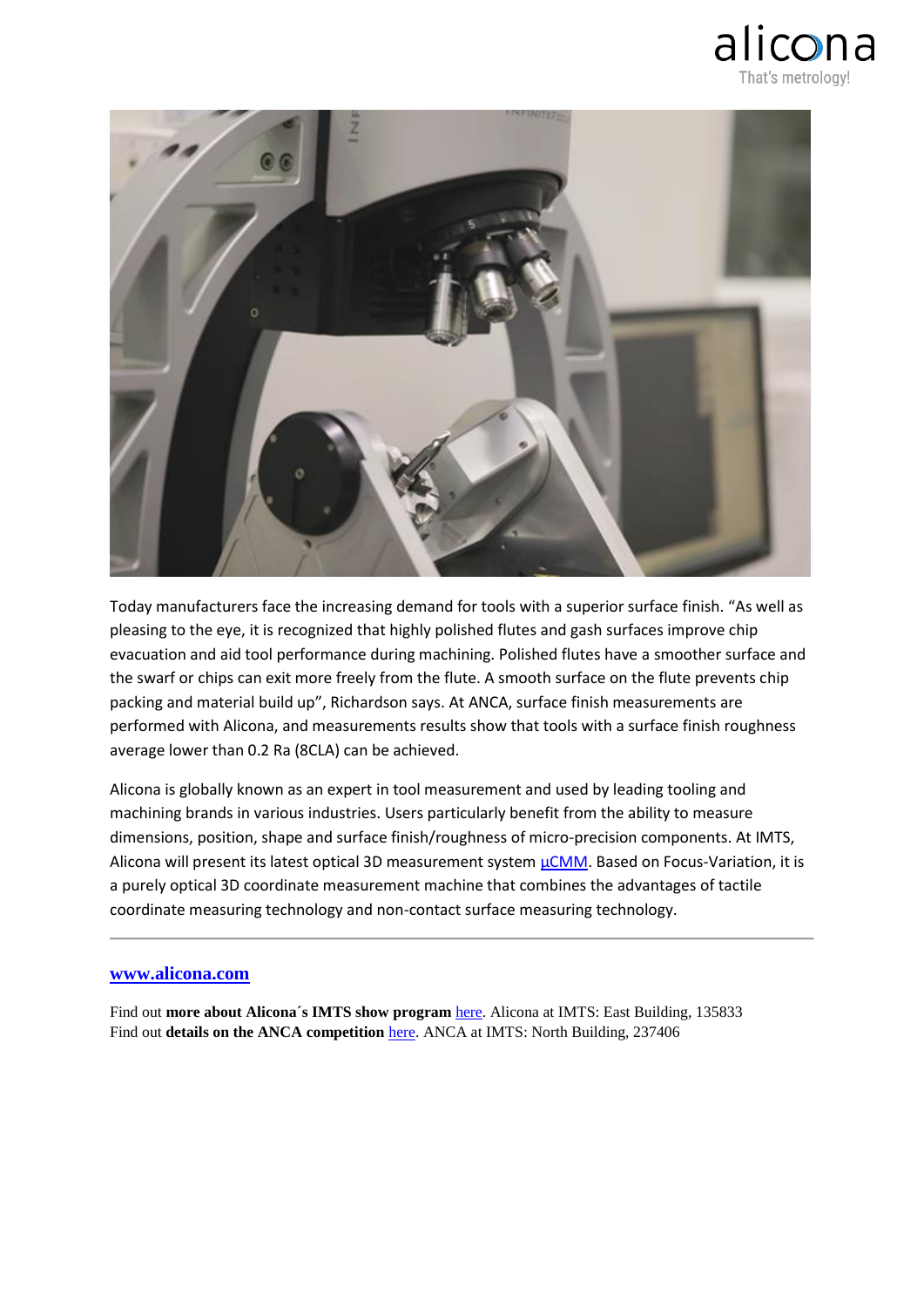Today manufacturers face the increasing demand for tools with a superior surface finish. "As well as pleasing to the eye, it is recognized that highly polished flutes and gash surfaces improve chip evacuation and aid tool performance during machining. Polished flutes have a smoother surface and the swarf or chips can exit more freely from the flute. A smooth surface on the flute prevents chip packing and material build up", Richardson says. At ANCA, surface finish measurements are performed with Alicona, and measurements results show that tools with a surface finish roughness average lower than 0.2 Ra (8CLA) can be achieved.

Alicona is globally known as an expert in tool measurement and used by leading tooling and machining brands in various industries. Users particularly benefit from the ability to measure dimensions, position, shape and surface finish/roughness of micro-precision components. At IMTS, Alicona will present its latest optical 3D measurement system µCMM. Based on Focus-Variation, it is a purely optical 3D coordinate measurement machine that combines the advantages of tactile coordinate measuring technology and non-contact surface measuring technology.

---

**www.alicona.com**

Find out **more about Alicona´s IMTS show program** here. Alicona at IMTS: East Building, 135833
Find out **details on the ANCA competition** here. ANCA at IMTS: North Building, 237406